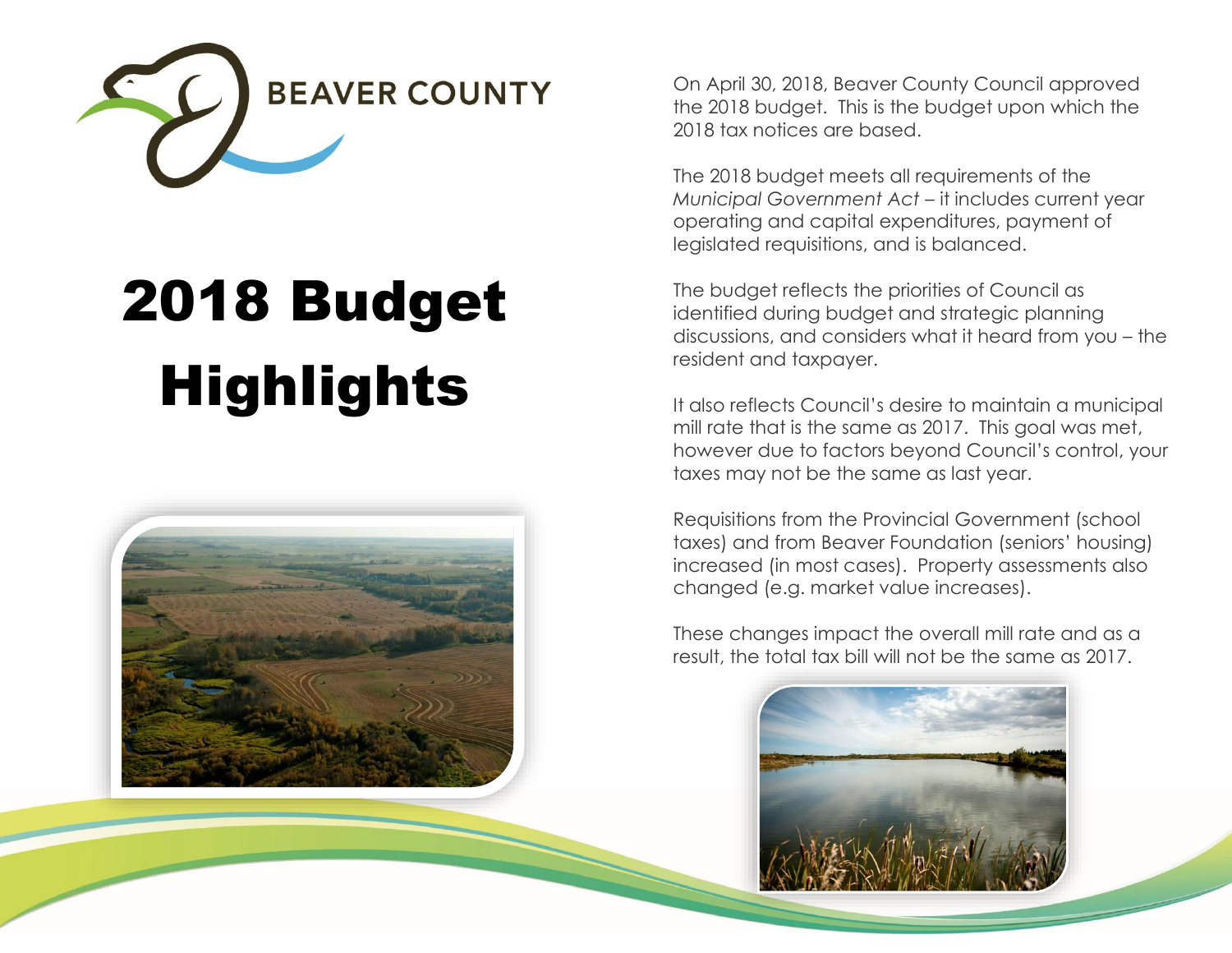BEAVER COUNTY

# 2018 Budget Highlights

On April 30, 2018, Beaver County Council approved the 2018 budget. This is the budget upon which the 2018 tax notices are based.

The 2018 budget meets all requirements of the *Municipal Government Act* – it includes current year operating and capital expenditures, payment of legislated requisitions, and is balanced.

The budget reflects the priorities of Council as identified during budget and strategic planning discussions, and considers what it heard from you – the resident and taxpayer.

It also reflects Council's desire to maintain a municipal mill rate that is the same as 2017. This goal was met, however due to factors beyond Council's control, your taxes may not be the same as last year.

Requisitions from the Provincial Government (school taxes) and from Beaver Foundation (seniors' housing) increased (in most cases). Property assessments also changed (e.g. market value increases).

These changes impact the overall mill rate and as a result, the total tax bill will not be the same as 2017.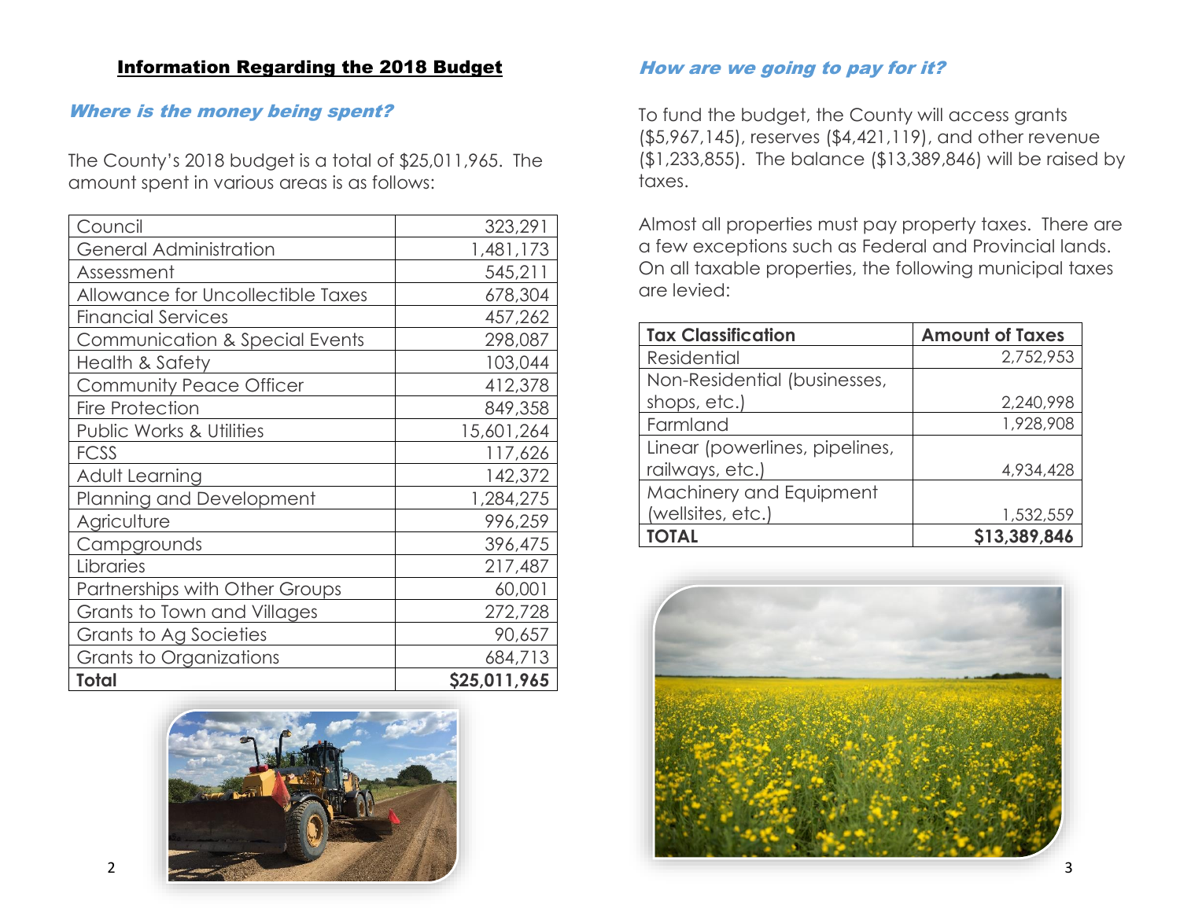## Information Regarding the 2018 Budget

### *Where is the money being spent?*

The County's 2018 budget is a total of $25,011,965. The amount spent in various areas is as follows:

| | |
|---|---:|
| Council | 323,291 |
| General Administration | 1,481,173 |
| Assessment | 545,211 |
| Allowance for Uncollectible Taxes | 678,304 |
| Financial Services | 457,262 |
| Communication & Special Events | 298,087 |
| Health & Safety | 103,044 |
| Community Peace Officer | 412,378 |
| Fire Protection | 849,358 |
| Public Works & Utilities | 15,601,264 |
| FCSS | 117,626 |
| Adult Learning | 142,372 |
| Planning and Development | 1,284,275 |
| Agriculture | 996,259 |
| Campgrounds | 396,475 |
| Libraries | 217,487 |
| Partnerships with Other Groups | 60,001 |
| Grants to Town and Villages | 272,728 |
| Grants to Ag Societies | 90,657 |
| Grants to Organizations | 684,713 |
| **Total** | **$25,011,965** |

### *How are we going to pay for it?*

To fund the budget, the County will access grants ($5,967,145), reserves ($4,421,119), and other revenue ($1,233,855). The balance ($13,389,846) will be raised by taxes.

Almost all properties must pay property taxes. There are a few exceptions such as Federal and Provincial lands. On all taxable properties, the following municipal taxes are levied:

| Tax Classification | Amount of Taxes |
|---|---:|
| Residential | 2,752,953 |
| Non-Residential (businesses, shops, etc.) | 2,240,998 |
| Farmland | 1,928,908 |
| Linear (powerlines, pipelines, railways, etc.) | 4,934,428 |
| Machinery and Equipment (wellsites, etc.) | 1,532,559 |
| **TOTAL** | **$13,389,846** |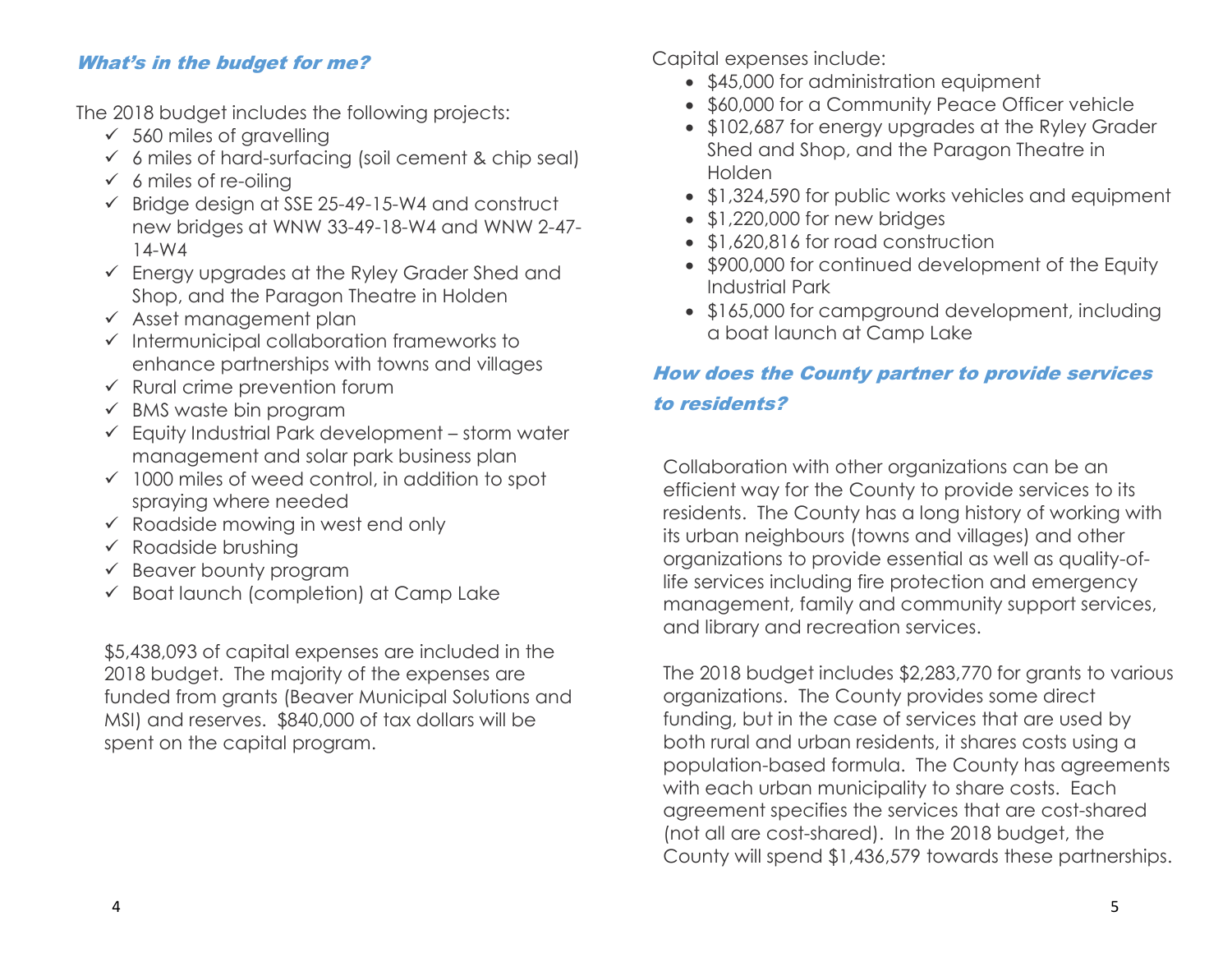### *What's in the budget for me?*

The 2018 budget includes the following projects:

- ✓ 560 miles of gravelling
- ✓ 6 miles of hard-surfacing (soil cement & chip seal)
- ✓ 6 miles of re-oiling
- ✓ Bridge design at SSE 25-49-15-W4 and construct new bridges at WNW 33-49-18-W4 and WNW 2-47-14-W4
- ✓ Energy upgrades at the Ryley Grader Shed and Shop, and the Paragon Theatre in Holden
- ✓ Asset management plan
- ✓ Intermunicipal collaboration frameworks to enhance partnerships with towns and villages
- ✓ Rural crime prevention forum
- ✓ BMS waste bin program
- ✓ Equity Industrial Park development – storm water management and solar park business plan
- ✓ 1000 miles of weed control, in addition to spot spraying where needed
- ✓ Roadside mowing in west end only
- ✓ Roadside brushing
- ✓ Beaver bounty program
- ✓ Boat launch (completion) at Camp Lake

$5,438,093 of capital expenses are included in the 2018 budget. The majority of the expenses are funded from grants (Beaver Municipal Solutions and MSI) and reserves. $840,000 of tax dollars will be spent on the capital program.

Capital expenses include:

- $45,000 for administration equipment
- $60,000 for a Community Peace Officer vehicle
- $102,687 for energy upgrades at the Ryley Grader Shed and Shop, and the Paragon Theatre in Holden
- $1,324,590 for public works vehicles and equipment
- $1,220,000 for new bridges
- $1,620,816 for road construction
- $900,000 for continued development of the Equity Industrial Park
- $165,000 for campground development, including a boat launch at Camp Lake

### *How does the County partner to provide services to residents?*

Collaboration with other organizations can be an efficient way for the County to provide services to its residents. The County has a long history of working with its urban neighbours (towns and villages) and other organizations to provide essential as well as quality-of-life services including fire protection and emergency management, family and community support services, and library and recreation services.

The 2018 budget includes $2,283,770 for grants to various organizations. The County provides some direct funding, but in the case of services that are used by both rural and urban residents, it shares costs using a population-based formula. The County has agreements with each urban municipality to share costs. Each agreement specifies the services that are cost-shared (not all are cost-shared). In the 2018 budget, the County will spend $1,436,579 towards these partnerships.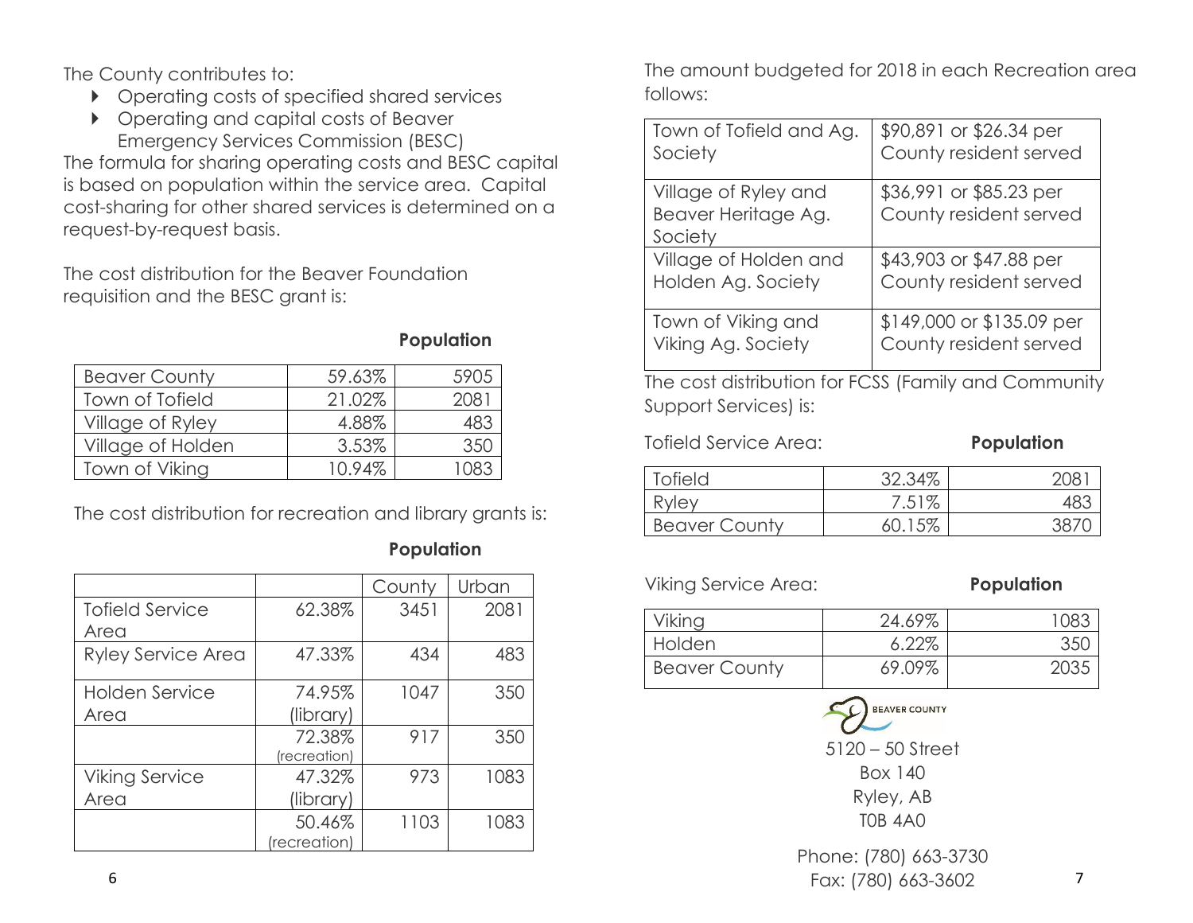The County contributes to:

- Operating costs of specified shared services
- Operating and capital costs of Beaver Emergency Services Commission (BESC)

The formula for sharing operating costs and BESC capital is based on population within the service area. Capital cost-sharing for other shared services is determined on a request-by-request basis.

The cost distribution for the Beaver Foundation requisition and the BESC grant is:

| | | Population |
|---|---|---|
| Beaver County | 59.63% | 5905 |
| Town of Tofield | 21.02% | 2081 |
| Village of Ryley | 4.88% | 483 |
| Village of Holden | 3.53% | 350 |
| Town of Viking | 10.94% | 1083 |

The cost distribution for recreation and library grants is:

| | | Population | |
|---|---|---|---|
| | | County | Urban |
| Tofield Service Area | 62.38% | 3451 | 2081 |
| Ryley Service Area | 47.33% | 434 | 483 |
| Holden Service Area | 74.95% (library) | 1047 | 350 |
| | 72.38% (recreation) | 917 | 350 |
| Viking Service Area | 47.32% (library) | 973 | 1083 |
| | 50.46% (recreation) | 1103 | 1083 |

The amount budgeted for 2018 in each Recreation area follows:

| | |
|---|---|
| Town of Tofield and Ag. Society | $90,891 or $26.34 per County resident served |
| Village of Ryley and Beaver Heritage Ag. Society | $36,991 or $85.23 per County resident served |
| Village of Holden and Holden Ag. Society | $43,903 or $47.88 per County resident served |
| Town of Viking and Viking Ag. Society | $149,000 or $135.09 per County resident served |

The cost distribution for FCSS (Family and Community Support Services) is:

Tofield Service Area:

| | | Population |
|---|---|---|
| Tofield | 32.34% | 2081 |
| Ryley | 7.51% | 483 |
| Beaver County | 60.15% | 3870 |

Viking Service Area:

| | | Population |
|---|---|---|
| Viking | 24.69% | 1083 |
| Holden | 6.22% | 350 |
| Beaver County | 69.09% | 2035 |

BEAVER COUNTY

5120 – 50 Street
Box 140
Ryley, AB
T0B 4A0

Phone: (780) 663-3730
Fax: (780) 663-3602